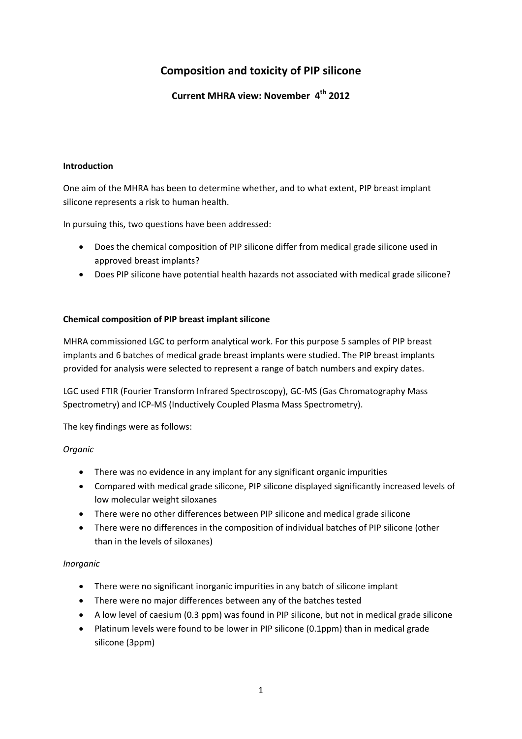# Composition and toxicity of PIP silicone

## Current MHRA view: November 4th 2012

### Introduction

One aim of the MHRA has been to determine whether, and to what extent, PIP breast implant silicone represents a risk to human health.

In pursuing this, two questions have been addressed:

- Does the chemical composition of PIP silicone differ from medical grade silicone used in approved breast implants?
- Does PIP silicone have potential health hazards not associated with medical grade silicone?

### Chemical composition of PIP breast implant silicone

MHRA commissioned LGC to perform analytical work. For this purpose 5 samples of PIP breast implants and 6 batches of medical grade breast implants were studied. The PIP breast implants provided for analysis were selected to represent a range of batch numbers and expiry dates.

LGC used FTIR (Fourier Transform Infrared Spectroscopy), GC-MS (Gas Chromatography Mass Spectrometry) and ICP-MS (Inductively Coupled Plasma Mass Spectrometry).

The key findings were as follows:

*Organic*

- There was no evidence in any implant for any significant organic impurities
- Compared with medical grade silicone, PIP silicone displayed significantly increased levels of low molecular weight siloxanes
- There were no other differences between PIP silicone and medical grade silicone
- There were no differences in the composition of individual batches of PIP silicone (other than in the levels of siloxanes)

*Inorganic*

- There were no significant inorganic impurities in any batch of silicone implant
- There were no major differences between any of the batches tested
- A low level of caesium (0.3 ppm) was found in PIP silicone, but not in medical grade silicone
- Platinum levels were found to be lower in PIP silicone (0.1ppm) than in medical grade silicone (3ppm)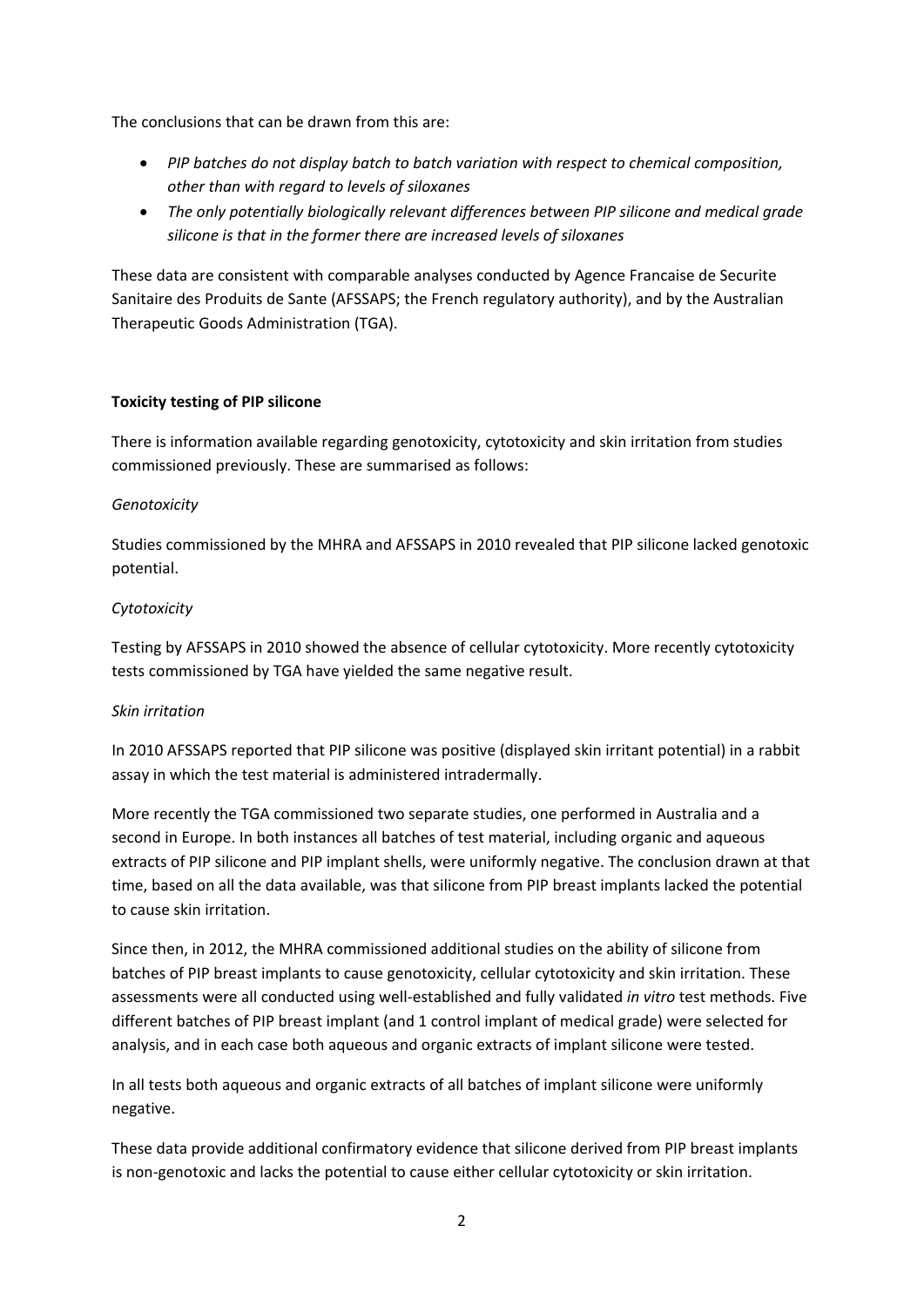The conclusions that can be drawn from this are:

- *PIP batches do not display batch to batch variation with respect to chemical composition, other than with regard to levels of siloxanes*
- *The only potentially biologically relevant differences between PIP silicone and medical grade silicone is that in the former there are increased levels of siloxanes*

These data are consistent with comparable analyses conducted by Agence Francaise de Securite Sanitaire des Produits de Sante (AFSSAPS; the French regulatory authority), and by the Australian Therapeutic Goods Administration (TGA).

**Toxicity testing of PIP silicone**

There is information available regarding genotoxicity, cytotoxicity and skin irritation from studies commissioned previously. These are summarised as follows:

*Genotoxicity*

Studies commissioned by the MHRA and AFSSAPS in 2010 revealed that PIP silicone lacked genotoxic potential.

*Cytotoxicity*

Testing by AFSSAPS in 2010 showed the absence of cellular cytotoxicity. More recently cytotoxicity tests commissioned by TGA have yielded the same negative result.

*Skin irritation*

In 2010 AFSSAPS reported that PIP silicone was positive (displayed skin irritant potential) in a rabbit assay in which the test material is administered intradermally.

More recently the TGA commissioned two separate studies, one performed in Australia and a second in Europe. In both instances all batches of test material, including organic and aqueous extracts of PIP silicone and PIP implant shells, were uniformly negative. The conclusion drawn at that time, based on all the data available, was that silicone from PIP breast implants lacked the potential to cause skin irritation.

Since then, in 2012, the MHRA commissioned additional studies on the ability of silicone from batches of PIP breast implants to cause genotoxicity, cellular cytotoxicity and skin irritation. These assessments were all conducted using well-established and fully validated *in vitro* test methods. Five different batches of PIP breast implant (and 1 control implant of medical grade) were selected for analysis, and in each case both aqueous and organic extracts of implant silicone were tested.

In all tests both aqueous and organic extracts of all batches of implant silicone were uniformly negative.

These data provide additional confirmatory evidence that silicone derived from PIP breast implants is non-genotoxic and lacks the potential to cause either cellular cytotoxicity or skin irritation.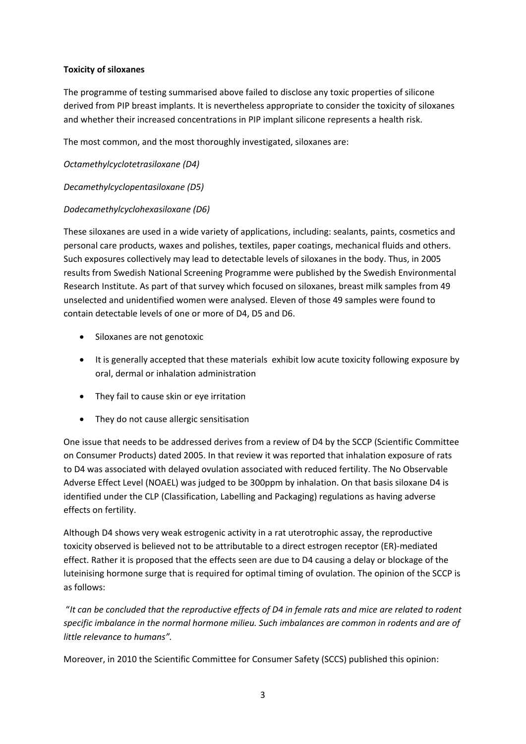**Toxicity of siloxanes**

The programme of testing summarised above failed to disclose any toxic properties of silicone derived from PIP breast implants. It is nevertheless appropriate to consider the toxicity of siloxanes and whether their increased concentrations in PIP implant silicone represents a health risk.

The most common, and the most thoroughly investigated, siloxanes are:

*Octamethylcyclotetrasiloxane (D4)*

*Decamethylcyclopentasiloxane (D5)*

*Dodecamethylcyclohexasiloxane (D6)*

These siloxanes are used in a wide variety of applications, including: sealants, paints, cosmetics and personal care products, waxes and polishes, textiles, paper coatings, mechanical fluids and others. Such exposures collectively may lead to detectable levels of siloxanes in the body. Thus, in 2005 results from Swedish National Screening Programme were published by the Swedish Environmental Research Institute. As part of that survey which focused on siloxanes, breast milk samples from 49 unselected and unidentified women were analysed. Eleven of those 49 samples were found to contain detectable levels of one or more of D4, D5 and D6.

- Siloxanes are not genotoxic
- It is generally accepted that these materials exhibit low acute toxicity following exposure by oral, dermal or inhalation administration
- They fail to cause skin or eye irritation
- They do not cause allergic sensitisation

One issue that needs to be addressed derives from a review of D4 by the SCCP (Scientific Committee on Consumer Products) dated 2005. In that review it was reported that inhalation exposure of rats to D4 was associated with delayed ovulation associated with reduced fertility. The No Observable Adverse Effect Level (NOAEL) was judged to be 300ppm by inhalation. On that basis siloxane D4 is identified under the CLP (Classification, Labelling and Packaging) regulations as having adverse effects on fertility.

Although D4 shows very weak estrogenic activity in a rat uterotrophic assay, the reproductive toxicity observed is believed not to be attributable to a direct estrogen receptor (ER)-mediated effect. Rather it is proposed that the effects seen are due to D4 causing a delay or blockage of the luteinising hormone surge that is required for optimal timing of ovulation. The opinion of the SCCP is as follows:

"*It can be concluded that the reproductive effects of D4 in female rats and mice are related to rodent specific imbalance in the normal hormone milieu. Such imbalances are common in rodents and are of little relevance to humans".*

Moreover, in 2010 the Scientific Committee for Consumer Safety (SCCS) published this opinion: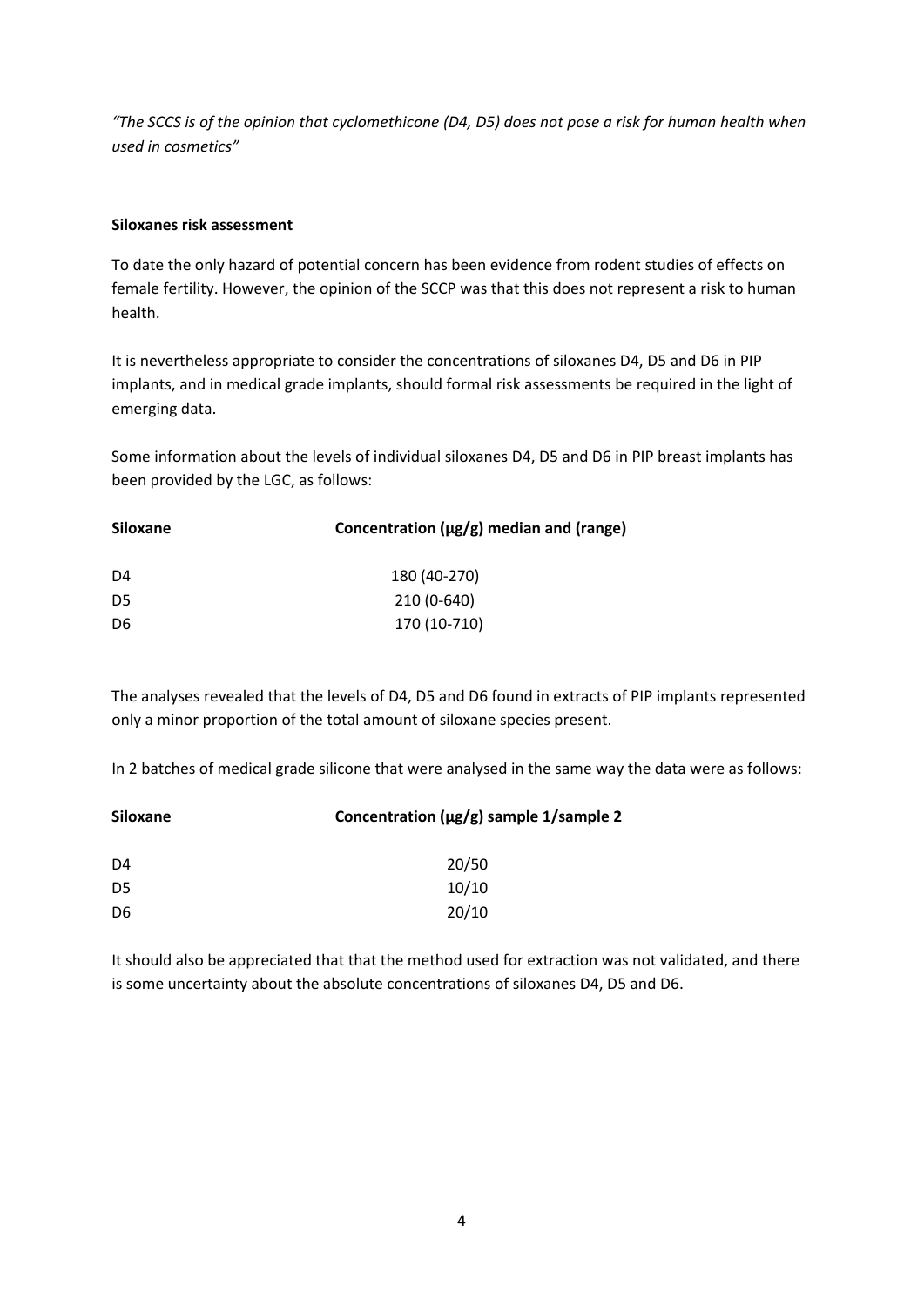*"The SCCS is of the opinion that cyclomethicone (D4, D5) does not pose a risk for human health when used in cosmetics"*

**Siloxanes risk assessment**

To date the only hazard of potential concern has been evidence from rodent studies of effects on female fertility. However, the opinion of the SCCP was that this does not represent a risk to human health.

It is nevertheless appropriate to consider the concentrations of siloxanes D4, D5 and D6 in PIP implants, and in medical grade implants, should formal risk assessments be required in the light of emerging data.

Some information about the levels of individual siloxanes D4, D5 and D6 in PIP breast implants has been provided by the LGC, as follows:

| Siloxane | Concentration (µg/g) median and (range) |
|---|---|
| D4 | 180 (40-270) |
| D5 | 210 (0-640) |
| D6 | 170 (10-710) |

The analyses revealed that the levels of D4, D5 and D6 found in extracts of PIP implants represented only a minor proportion of the total amount of siloxane species present.

In 2 batches of medical grade silicone that were analysed in the same way the data were as follows:

| Siloxane | Concentration (µg/g) sample 1/sample 2 |
|---|---|
| D4 | 20/50 |
| D5 | 10/10 |
| D6 | 20/10 |

It should also be appreciated that that the method used for extraction was not validated, and there is some uncertainty about the absolute concentrations of siloxanes D4, D5 and D6.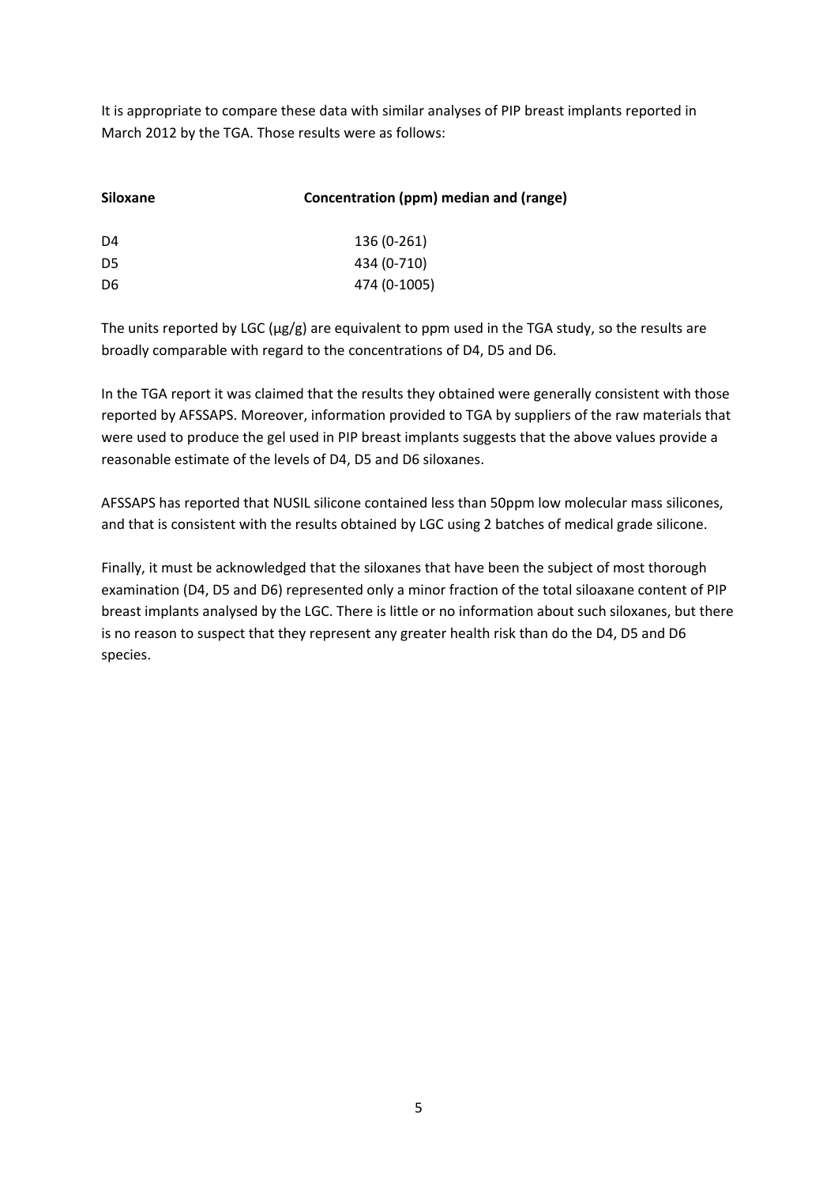It is appropriate to compare these data with similar analyses of PIP breast implants reported in March 2012 by the TGA. Those results were as follows:

| Siloxane | Concentration (ppm) median and (range) |
|---|---|
| D4 | 136 (0-261) |
| D5 | 434 (0-710) |
| D6 | 474 (0-1005) |

The units reported by LGC (µg/g) are equivalent to ppm used in the TGA study, so the results are broadly comparable with regard to the concentrations of D4, D5 and D6.

In the TGA report it was claimed that the results they obtained were generally consistent with those reported by AFSSAPS. Moreover, information provided to TGA by suppliers of the raw materials that were used to produce the gel used in PIP breast implants suggests that the above values provide a reasonable estimate of the levels of D4, D5 and D6 siloxanes.

AFSSAPS has reported that NUSIL silicone contained less than 50ppm low molecular mass silicones, and that is consistent with the results obtained by LGC using 2 batches of medical grade silicone.

Finally, it must be acknowledged that the siloxanes that have been the subject of most thorough examination (D4, D5 and D6) represented only a minor fraction of the total siloaxane content of PIP breast implants analysed by the LGC. There is little or no information about such siloxanes, but there is no reason to suspect that they represent any greater health risk than do the D4, D5 and D6 species.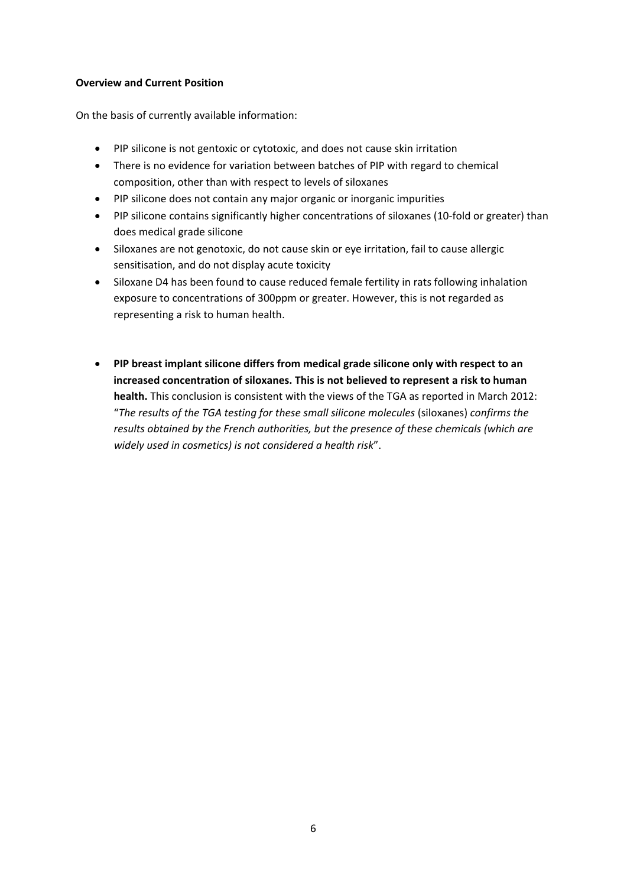**Overview and Current Position**

On the basis of currently available information:

- PIP silicone is not gentoxic or cytotoxic, and does not cause skin irritation
- There is no evidence for variation between batches of PIP with regard to chemical composition, other than with respect to levels of siloxanes
- PIP silicone does not contain any major organic or inorganic impurities
- PIP silicone contains significantly higher concentrations of siloxanes (10-fold or greater) than does medical grade silicone
- Siloxanes are not genotoxic, do not cause skin or eye irritation, fail to cause allergic sensitisation, and do not display acute toxicity
- Siloxane D4 has been found to cause reduced female fertility in rats following inhalation exposure to concentrations of 300ppm or greater. However, this is not regarded as representing a risk to human health.

- **PIP breast implant silicone differs from medical grade silicone only with respect to an increased concentration of siloxanes. This is not believed to represent a risk to human health.** This conclusion is consistent with the views of the TGA as reported in March 2012: "*The results of the TGA testing for these small silicone molecules* (siloxanes) *confirms the results obtained by the French authorities, but the presence of these chemicals (which are widely used in cosmetics) is not considered a health risk*".